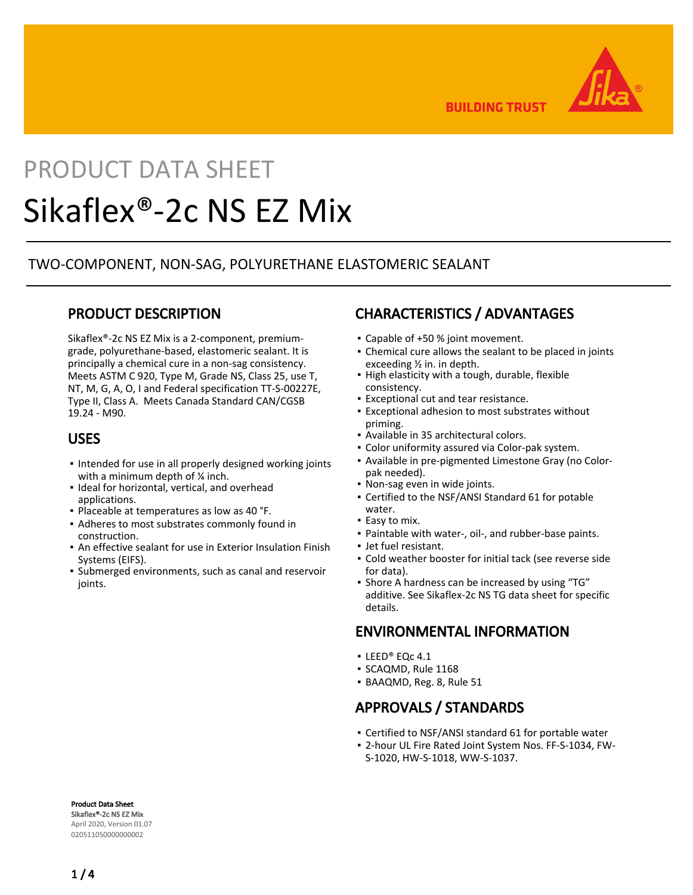BUILDING TRUST

PRODUCT DATA SHEET

# Sikaflex®-2c NS EZ Mix

TWO-COMPONENT, NON-SAG, POLYURETHANE ELASTOMERIC SEALANT

## PRODUCT DESCRIPTION

Sikaflex®-2c NS EZ Mix is a 2-component, premium-grade, polyurethane-based, elastomeric sealant. It is principally a chemical cure in a non-sag consistency. Meets ASTM C 920, Type M, Grade NS, Class 25, use T, NT, M, G, A, O, I and Federal specification TT-S-00227E, Type II, Class A. Meets Canada Standard CAN/CGSB 19.24 - M90.

## USES

- Intended for use in all properly designed working joints with a minimum depth of ¼ inch.
- Ideal for horizontal, vertical, and overhead applications.
- Placeable at temperatures as low as 40 °F.
- Adheres to most substrates commonly found in construction.
- An effective sealant for use in Exterior Insulation Finish Systems (EIFS).
- Submerged environments, such as canal and reservoir joints.

## CHARACTERISTICS / ADVANTAGES

- Capable of +50 % joint movement.
- Chemical cure allows the sealant to be placed in joints exceeding ½ in. in depth.
- High elasticity with a tough, durable, flexible consistency.
- Exceptional cut and tear resistance.
- Exceptional adhesion to most substrates without priming.
- Available in 35 architectural colors.
- Color uniformity assured via Color-pak system.
- Available in pre-pigmented Limestone Gray (no Color-pak needed).
- Non-sag even in wide joints.
- Certified to the NSF/ANSI Standard 61 for potable water.
- Easy to mix.
- Paintable with water-, oil-, and rubber-base paints.
- Jet fuel resistant.
- Cold weather booster for initial tack (see reverse side for data).
- Shore A hardness can be increased by using "TG" additive. See Sikaflex-2c NS TG data sheet for specific details.

## ENVIRONMENTAL INFORMATION

- LEED® EQc 4.1
- SCAQMD, Rule 1168
- BAAQMD, Reg. 8, Rule 51

## APPROVALS / STANDARDS

- Certified to NSF/ANSI standard 61 for portable water
- 2-hour UL Fire Rated Joint System Nos. FF-S-1034, FW-S-1020, HW-S-1018, WW-S-1037.

**Product Data Sheet**
**Sikaflex®-2c NS EZ Mix**
April 2020, Version 01.07
020511050000000002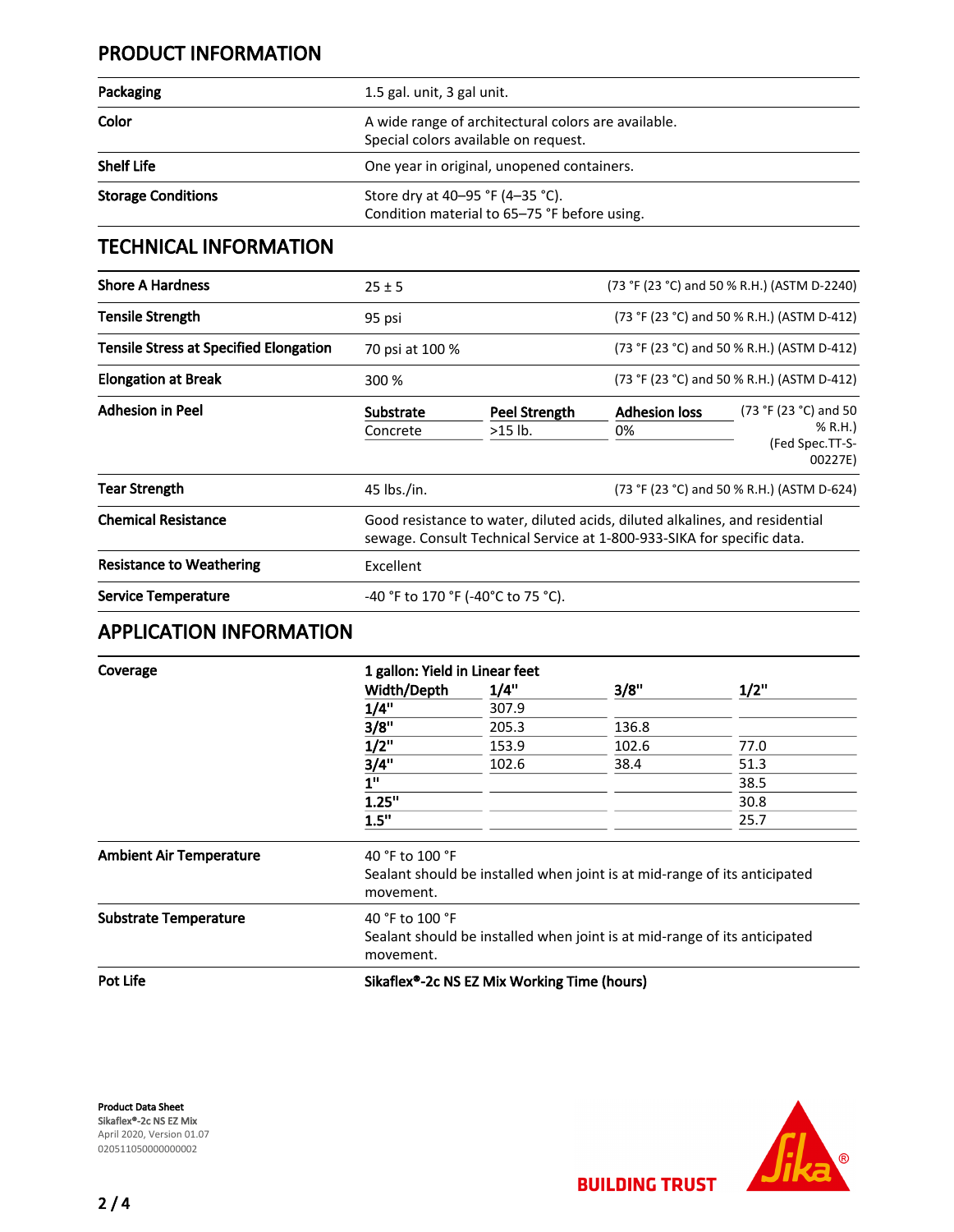## PRODUCT INFORMATION

| | |
|---|---|
| **Packaging** | 1.5 gal. unit, 3 gal unit. |
| **Color** | A wide range of architectural colors are available.<br>Special colors available on request. |
| **Shelf Life** | One year in original, unopened containers. |
| **Storage Conditions** | Store dry at 40–95 °F (4–35 °C).<br>Condition material to 65–75 °F before using. |

## TECHNICAL INFORMATION

| | | |
|---|---|---|
| **Shore A Hardness** | 25 ± 5 | (73 °F (23 °C) and 50 % R.H.) (ASTM D-2240) |
| **Tensile Strength** | 95 psi | (73 °F (23 °C) and 50 % R.H.) (ASTM D-412) |
| **Tensile Stress at Specified Elongation** | 70 psi at 100 % | (73 °F (23 °C) and 50 % R.H.) (ASTM D-412) |
| **Elongation at Break** | 300 % | (73 °F (23 °C) and 50 % R.H.) (ASTM D-412) |
| **Adhesion in Peel** | see table below | (73 °F (23 °C) and 50 % R.H.) (Fed Spec.TT-S-00227E) |
| **Tear Strength** | 45 lbs./in. | (73 °F (23 °C) and 50 % R.H.) (ASTM D-624) |
| **Chemical Resistance** | Good resistance to water, diluted acids, diluted alkalines, and residential sewage. Consult Technical Service at 1-800-933-SIKA for specific data. | |
| **Resistance to Weathering** | Excellent | |
| **Service Temperature** | -40 °F to 170 °F (-40°C to 75 °C). | |

**Adhesion in Peel**

| Substrate | Peel Strength | Adhesion loss |
|---|---|---|
| Concrete | >15 lb. | 0% |

## APPLICATION INFORMATION

**Coverage**

**1 gallon: Yield in Linear feet**

| Width/Depth | 1/4" | 3/8" | 1/2" |
|---|---|---|---|
| **1/4"** | 307.9 | | |
| **3/8"** | 205.3 | 136.8 | |
| **1/2"** | 153.9 | 102.6 | 77.0 |
| **3/4"** | 102.6 | 38.4 | 51.3 |
| **1"** | | | 38.5 |
| **1.25"** | | | 30.8 |
| **1.5"** | | | 25.7 |

| | |
|---|---|
| **Ambient Air Temperature** | 40 °F to 100 °F<br>Sealant should be installed when joint is at mid-range of its anticipated movement. |
| **Substrate Temperature** | 40 °F to 100 °F<br>Sealant should be installed when joint is at mid-range of its anticipated movement. |
| **Pot Life** | **Sikaflex®-2c NS EZ Mix Working Time (hours)** |

**Product Data Sheet**
Sikaflex®-2c NS EZ Mix
April 2020, Version 01.07
020511050000000002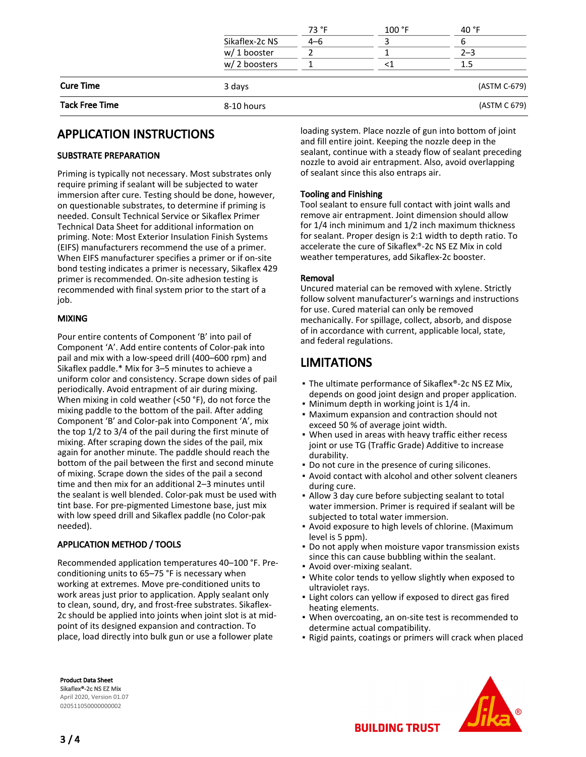| | 73 °F | 100 °F | 40 °F |
|---|---|---|---|
| Sikaflex-2c NS | 4–6 | 3 | 6 |
| w/ 1 booster | 2 | 1 | 2–3 |
| w/ 2 boosters | 1 | <1 | 1.5 |

| | | |
|---|---|---|
| **Cure Time** | 3 days | (ASTM C-679) |
| **Tack Free Time** | 8-10 hours | (ASTM C 679) |

## APPLICATION INSTRUCTIONS

### SUBSTRATE PREPARATION

Priming is typically not necessary. Most substrates only require priming if sealant will be subjected to water immersion after cure. Testing should be done, however, on questionable substrates, to determine if priming is needed. Consult Technical Service or Sikaflex Primer Technical Data Sheet for additional information on priming. Note: Most Exterior Insulation Finish Systems (EIFS) manufacturers recommend the use of a primer. When EIFS manufacturer specifies a primer or if on-site bond testing indicates a primer is necessary, Sikaflex 429 primer is recommended. On-site adhesion testing is recommended with final system prior to the start of a job.

### MIXING

Pour entire contents of Component 'B' into pail of Component 'A'. Add entire contents of Color-pak into pail and mix with a low-speed drill (400–600 rpm) and Sikaflex paddle.* Mix for 3–5 minutes to achieve a uniform color and consistency. Scrape down sides of pail periodically. Avoid entrapment of air during mixing. When mixing in cold weather (<50 °F), do not force the mixing paddle to the bottom of the pail. After adding Component 'B' and Color-pak into Component 'A', mix the top 1/2 to 3/4 of the pail during the first minute of mixing. After scraping down the sides of the pail, mix again for another minute. The paddle should reach the bottom of the pail between the first and second minute of mixing. Scrape down the sides of the pail a second time and then mix for an additional 2–3 minutes until the sealant is well blended. Color-pak must be used with tint base. For pre-pigmented Limestone base, just mix with low speed drill and Sikaflex paddle (no Color-pak needed).

### APPLICATION METHOD / TOOLS

Recommended application temperatures 40–100 °F. Pre-conditioning units to 65–75 °F is necessary when working at extremes. Move pre-conditioned units to work areas just prior to application. Apply sealant only to clean, sound, dry, and frost-free substrates. Sikaflex-2c should be applied into joints when joint slot is at mid-point of its designed expansion and contraction. To place, load directly into bulk gun or use a follower plate loading system. Place nozzle of gun into bottom of joint and fill entire joint. Keeping the nozzle deep in the sealant, continue with a steady flow of sealant preceding nozzle to avoid air entrapment. Also, avoid overlapping of sealant since this also entraps air.

**Tooling and Finishing**

Tool sealant to ensure full contact with joint walls and remove air entrapment. Joint dimension should allow for 1/4 inch minimum and 1/2 inch maximum thickness for sealant. Proper design is 2:1 width to depth ratio. To accelerate the cure of Sikaflex®-2c NS EZ Mix in cold weather temperatures, add Sikaflex-2c booster.

**Removal**

Uncured material can be removed with xylene. Strictly follow solvent manufacturer's warnings and instructions for use. Cured material can only be removed mechanically. For spillage, collect, absorb, and dispose of in accordance with current, applicable local, state, and federal regulations.

## LIMITATIONS

- The ultimate performance of Sikaflex®-2c NS EZ Mix, depends on good joint design and proper application.
- Minimum depth in working joint is 1/4 in.
- Maximum expansion and contraction should not exceed 50 % of average joint width.
- When used in areas with heavy traffic either recess joint or use TG (Traffic Grade) Additive to increase durability.
- Do not cure in the presence of curing silicones.
- Avoid contact with alcohol and other solvent cleaners during cure.
- Allow 3 day cure before subjecting sealant to total water immersion. Primer is required if sealant will be subjected to total water immersion.
- Avoid exposure to high levels of chlorine. (Maximum level is 5 ppm).
- Do not apply when moisture vapor transmission exists since this can cause bubbling within the sealant.
- Avoid over-mixing sealant.
- White color tends to yellow slightly when exposed to ultraviolet rays.
- Light colors can yellow if exposed to direct gas fired heating elements.
- When overcoating, an on-site test is recommended to determine actual compatibility.
- Rigid paints, coatings or primers will crack when placed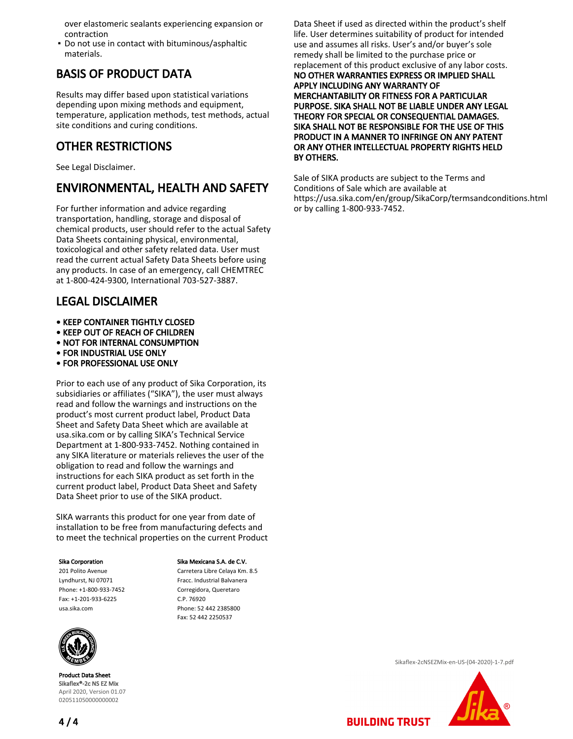over elastomeric sealants experiencing expansion or contraction
- Do not use in contact with bituminous/asphaltic materials.

## BASIS OF PRODUCT DATA

Results may differ based upon statistical variations depending upon mixing methods and equipment, temperature, application methods, test methods, actual site conditions and curing conditions.

## OTHER RESTRICTIONS

See Legal Disclaimer.

## ENVIRONMENTAL, HEALTH AND SAFETY

For further information and advice regarding transportation, handling, storage and disposal of chemical products, user should refer to the actual Safety Data Sheets containing physical, environmental, toxicological and other safety related data. User must read the current actual Safety Data Sheets before using any products. In case of an emergency, call CHEMTREC at 1-800-424-9300, International 703-527-3887.

## LEGAL DISCLAIMER

- **KEEP CONTAINER TIGHTLY CLOSED**
- **KEEP OUT OF REACH OF CHILDREN**
- **NOT FOR INTERNAL CONSUMPTION**
- **FOR INDUSTRIAL USE ONLY**
- **FOR PROFESSIONAL USE ONLY**

Prior to each use of any product of Sika Corporation, its subsidiaries or affiliates ("SIKA"), the user must always read and follow the warnings and instructions on the product's most current product label, Product Data Sheet and Safety Data Sheet which are available at usa.sika.com or by calling SIKA's Technical Service Department at 1-800-933-7452. Nothing contained in any SIKA literature or materials relieves the user of the obligation to read and follow the warnings and instructions for each SIKA product as set forth in the current product label, Product Data Sheet and Safety Data Sheet prior to use of the SIKA product.

SIKA warrants this product for one year from date of installation to be free from manufacturing defects and to meet the technical properties on the current Product Data Sheet if used as directed within the product's shelf life. User determines suitability of product for intended use and assumes all risks. User's and/or buyer's sole remedy shall be limited to the purchase price or replacement of this product exclusive of any labor costs. **NO OTHER WARRANTIES EXPRESS OR IMPLIED SHALL APPLY INCLUDING ANY WARRANTY OF MERCHANTABILITY OR FITNESS FOR A PARTICULAR PURPOSE. SIKA SHALL NOT BE LIABLE UNDER ANY LEGAL THEORY FOR SPECIAL OR CONSEQUENTIAL DAMAGES. SIKA SHALL NOT BE RESPONSIBLE FOR THE USE OF THIS PRODUCT IN A MANNER TO INFRINGE ON ANY PATENT OR ANY OTHER INTELLECTUAL PROPERTY RIGHTS HELD BY OTHERS.**

Sale of SIKA products are subject to the Terms and Conditions of Sale which are available at https://usa.sika.com/en/group/SikaCorp/termsandconditions.html or by calling 1-800-933-7452.

**Sika Corporation**
201 Polito Avenue
Lyndhurst, NJ 07071
Phone: +1-800-933-7452
Fax: +1-201-933-6225
usa.sika.com

**Sika Mexicana S.A. de C.V.**
Carretera Libre Celaya Km. 8.5
Fracc. Industrial Balvanera
Corregidora, Queretaro
C.P. 76920
Phone: 52 442 2385800
Fax: 52 442 2250537

**Product Data Sheet**
**Sikaflex®-2c NS EZ Mix**
April 2020, Version 01.07
020511050000000002

Sikaflex-2cNSEZMix-en-US-(04-2020)-1-7.pdf

BUILDING TRUST